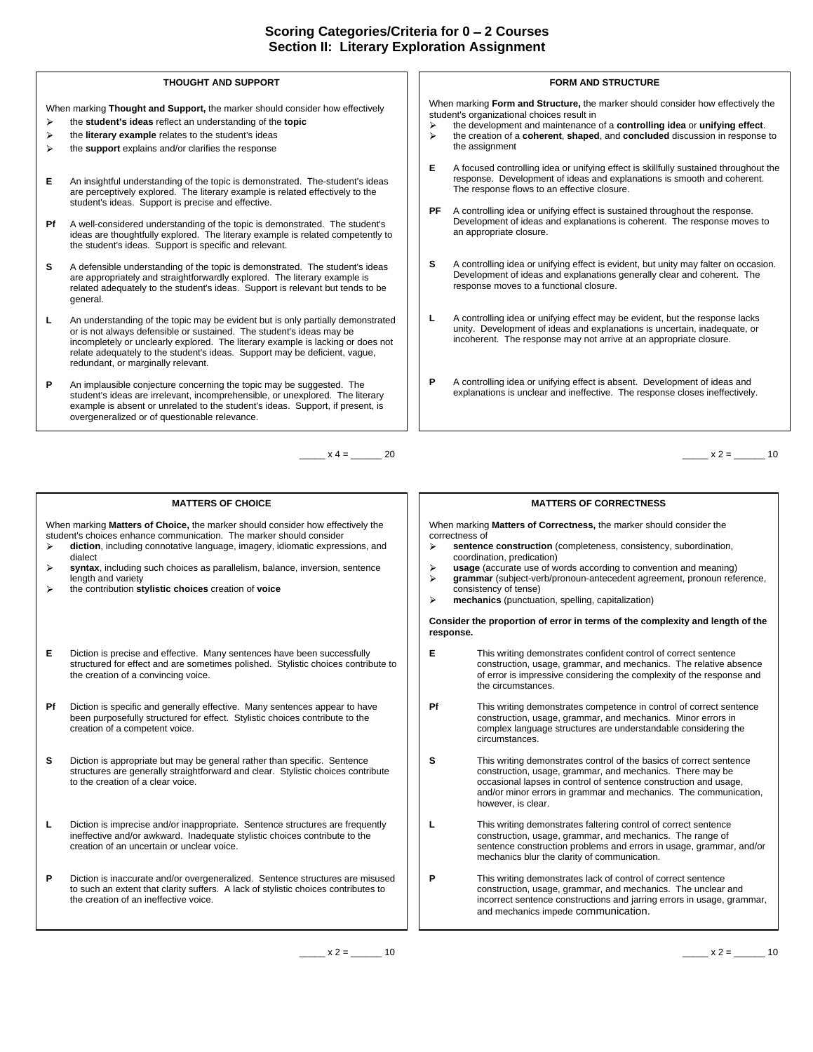# Scoring Categories/Criteria for 0 – 2 Courses
## Section II: Literary Exploration Assignment

### THOUGHT AND SUPPORT

When marking **Thought and Support,** the marker should consider how effectively

- the **student's ideas** reflect an understanding of the **topic**
- the **literary example** relates to the student's ideas
- the **support** explains and/or clarifies the response

**E** An insightful understanding of the topic is demonstrated. The student's ideas are perceptively explored. The literary example is related effectively to the student's ideas. Support is precise and effective.

**Pf** A well-considered understanding of the topic is demonstrated. The student's ideas are thoughtfully explored. The literary example is related competently to the student's ideas. Support is specific and relevant.

**S** A defensible understanding of the topic is demonstrated. The student's ideas are appropriately and straightforwardly explored. The literary example is related adequately to the student's ideas. Support is relevant but tends to be general.

**L** An understanding of the topic may be evident but is only partially demonstrated or is not always defensible or sustained. The student's ideas may be incompletely or unclearly explored. The literary example is lacking or does not relate adequately to the student's ideas. Support may be deficient, vague, redundant, or marginally relevant.

**P** An implausible conjecture concerning the topic may be suggested. The student's ideas are irrelevant, incomprehensible, or unexplored. The literary example is absent or unrelated to the student's ideas. Support, if present, is overgeneralized or of questionable relevance.

_____ x 4 = ______ 20

### FORM AND STRUCTURE

When marking **Form and Structure,** the marker should consider how effectively the student's organizational choices result in

- the development and maintenance of a **controlling idea** or **unifying effect**.
- the creation of a **coherent**, **shaped**, and **concluded** discussion in response to the assignment

**E** A focused controlling idea or unifying effect is skillfully sustained throughout the response. Development of ideas and explanations is smooth and coherent. The response flows to an effective closure.

**PF** A controlling idea or unifying effect is sustained throughout the response. Development of ideas and explanations is coherent. The response moves to an appropriate closure.

**S** A controlling idea or unifying effect is evident, but unity may falter on occasion. Development of ideas and explanations generally clear and coherent. The response moves to a functional closure.

**L** A controlling idea or unifying effect may be evident, but the response lacks unity. Development of ideas and explanations is uncertain, inadequate, or incoherent. The response may not arrive at an appropriate closure.

**P** A controlling idea or unifying effect is absent. Development of ideas and explanations is unclear and ineffective. The response closes ineffectively.

_____ x 2 = ______ 10

### MATTERS OF CHOICE

When marking **Matters of Choice,** the marker should consider how effectively the student's choices enhance communication. The marker should consider

- **diction**, including connotative language, imagery, idiomatic expressions, and dialect
- **syntax**, including such choices as parallelism, balance, inversion, sentence length and variety
- the contribution **stylistic choices** creation of **voice**

**E** Diction is precise and effective. Many sentences have been successfully structured for effect and are sometimes polished. Stylistic choices contribute to the creation of a convincing voice.

**Pf** Diction is specific and generally effective. Many sentences appear to have been purposefully structured for effect. Stylistic choices contribute to the creation of a competent voice.

**S** Diction is appropriate but may be general rather than specific. Sentence structures are generally straightforward and clear. Stylistic choices contribute to the creation of a clear voice.

**L** Diction is imprecise and/or inappropriate. Sentence structures are frequently ineffective and/or awkward. Inadequate stylistic choices contribute to the creation of an uncertain or unclear voice.

**P** Diction is inaccurate and/or overgeneralized. Sentence structures are misused to such an extent that clarity suffers. A lack of stylistic choices contributes to the creation of an ineffective voice.

_____ x 2 = ______ 10

### MATTERS OF CORRECTNESS

When marking **Matters of Correctness,** the marker should consider the correctness of

- **sentence construction** (completeness, consistency, subordination, coordination, predication)
- **usage** (accurate use of words according to convention and meaning)
- **grammar** (subject-verb/pronoun-antecedent agreement, pronoun reference, consistency of tense)
- **mechanics** (punctuation, spelling, capitalization)

**Consider the proportion of error in terms of the complexity and length of the response.**

**E** This writing demonstrates confident control of correct sentence construction, usage, grammar, and mechanics. The relative absence of error is impressive considering the complexity of the response and the circumstances.

**Pf** This writing demonstrates competence in control of correct sentence construction, usage, grammar, and mechanics. Minor errors in complex language structures are understandable considering the circumstances.

**S** This writing demonstrates control of the basics of correct sentence construction, usage, grammar, and mechanics. There may be occasional lapses in control of sentence construction and usage, and/or minor errors in grammar and mechanics. The communication, however, is clear.

**L** This writing demonstrates faltering control of correct sentence construction, usage, grammar, and mechanics. The range of sentence construction problems and errors in usage, grammar, and/or mechanics blur the clarity of communication.

**P** This writing demonstrates lack of control of correct sentence construction, usage, grammar, and mechanics. The unclear and incorrect sentence constructions and jarring errors in usage, grammar, and mechanics impede communication.

_____ x 2 = ______ 10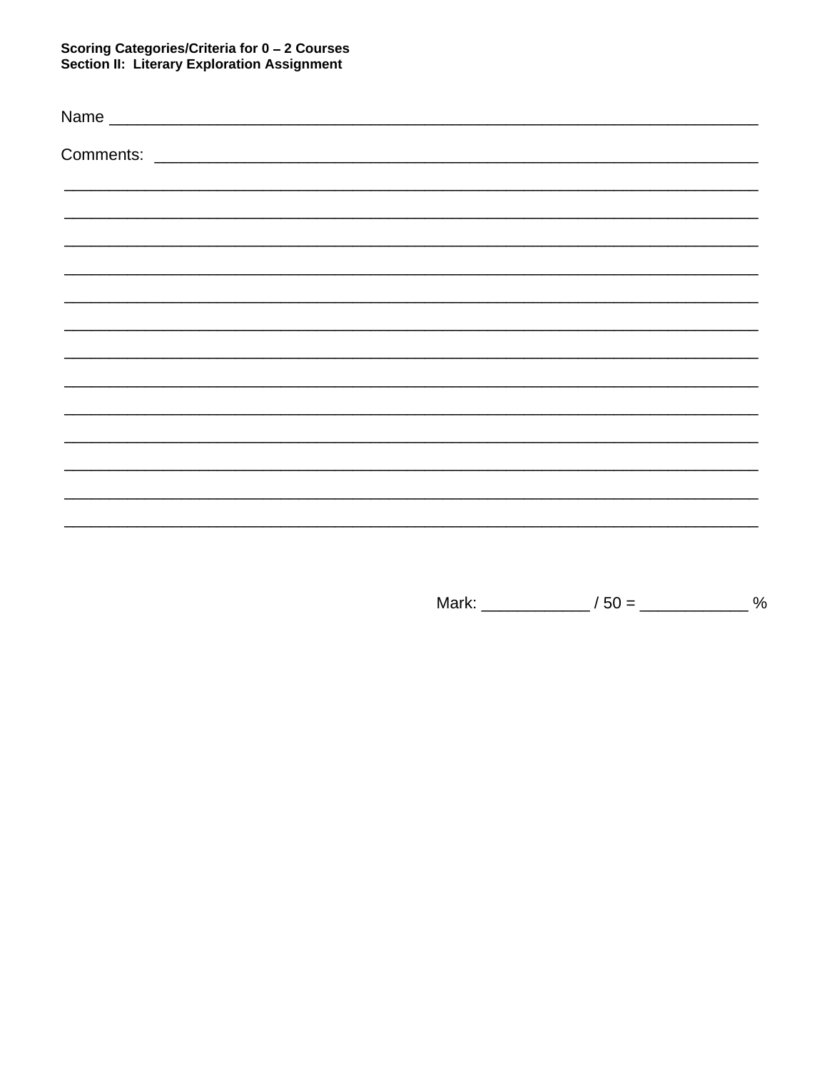**Scoring Categories/Criteria for 0 – 2 Courses**
**Section II: Literary Exploration Assignment**

Name ___________________________________________________________________________

Comments: ______________________________________________________________________

________________________________________________________________________________

________________________________________________________________________________

________________________________________________________________________________

________________________________________________________________________________

________________________________________________________________________________

________________________________________________________________________________

________________________________________________________________________________

________________________________________________________________________________

________________________________________________________________________________

________________________________________________________________________________

________________________________________________________________________________

________________________________________________________________________________

________________________________________________________________________________

Mark: ____________ / 50 = ____________ %